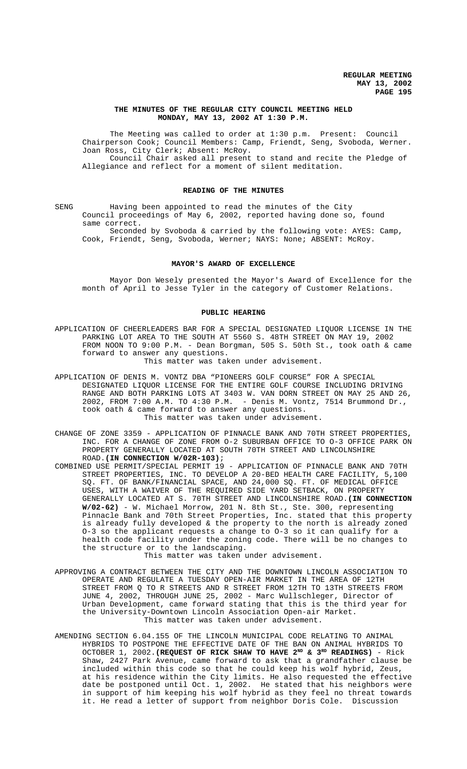# THE MINUTES OF THE REGULAR CITY COUNCIL MEETING HELD MONDAY, MAY 13, 2002 AT 1:30 P.M.

The Meeting was called to order at 1:30 p.m. Present: Council Chairperson Cook; Council Members: Camp, Friendt, Seng, Svoboda, Werner. Joan Ross, City Clerk; Absent: McRoy.

Council Chair asked all present to stand and recite the Pledge of Allegiance and reflect for a moment of silent meditation.

## READING OF THE MINUTES

SENG Having been appointed to read the minutes of the City Council proceedings of May 6, 2002, reported having done so, found same correct.

Seconded by Svoboda & carried by the following vote: AYES: Camp, Cook, Friendt, Seng, Svoboda, Werner; NAYS: None; ABSENT: McRoy.

## MAYOR'S AWARD OF EXCELLENCE

Mayor Don Wesely presented the Mayor's Award of Excellence for the month of April to Jesse Tyler in the category of Customer Relations.

## PUBLIC HEARING

APPLICATION OF CHEERLEADERS BAR FOR A SPECIAL DESIGNATED LIQUOR LICENSE IN THE PARKING LOT AREA TO THE SOUTH AT 5560 S. 48TH STREET ON MAY 19, 2002 FROM NOON TO 9:00 P.M. - Dean Borgman, 505 S. 50th St., took oath & came forward to answer any questions.

This matter was taken under advisement.

APPLICATION OF DENIS M. VONTZ DBA "PIONEERS GOLF COURSE" FOR A SPECIAL DESIGNATED LIQUOR LICENSE FOR THE ENTIRE GOLF COURSE INCLUDING DRIVING RANGE AND BOTH PARKING LOTS AT 3403 W. VAN DORN STREET ON MAY 25 AND 26, 2002, FROM 7:00 A.M. TO 4:30 P.M. - Denis M. Vontz, 7514 Brummond Dr., took oath & came forward to answer any questions.

This matter was taken under advisement.

CHANGE OF ZONE 3359 - APPLICATION OF PINNACLE BANK AND 70TH STREET PROPERTIES, INC. FOR A CHANGE OF ZONE FROM O-2 SUBURBAN OFFICE TO O-3 OFFICE PARK ON PROPERTY GENERALLY LOCATED AT SOUTH 70TH STREET AND LINCOLNSHIRE ROAD. **(IN CONNECTION W/02R-103)**;

COMBINED USE PERMIT/SPECIAL PERMIT 19 - APPLICATION OF PINNACLE BANK AND 70TH STREET PROPERTIES, INC. TO DEVELOP A 20-BED HEALTH CARE FACILITY, 5,100 SQ. FT. OF BANK/FINANCIAL SPACE, AND 24,000 SQ. FT. OF MEDICAL OFFICE USES, WITH A WAIVER OF THE REQUIRED SIDE YARD SETBACK, ON PROPERTY GENERALLY LOCATED AT S. 70TH STREET AND LINCOLNSHIRE ROAD. **(IN CONNECTION W/02-62)** - W. Michael Morrow, 201 N. 8th St., Ste. 300, representing Pinnacle Bank and 70th Street Properties, Inc. stated that this property is already fully developed & the property to the north is already zoned O-3 so the applicant requests a change to O-3 so it can qualify for a health code facility under the zoning code. There will be no changes to the structure or to the landscaping.

This matter was taken under advisement.

APPROVING A CONTRACT BETWEEN THE CITY AND THE DOWNTOWN LINCOLN ASSOCIATION TO OPERATE AND REGULATE A TUESDAY OPEN-AIR MARKET IN THE AREA OF 12TH STREET FROM Q TO R STREETS AND R STREET FROM 12TH TO 13TH STREETS FROM JUNE 4, 2002, THROUGH JUNE 25, 2002 - Marc Wullschleger, Director of Urban Development, came forward stating that this is the third year for the University-Downtown Lincoln Association Open-air Market.

This matter was taken under advisement.

AMENDING SECTION 6.04.155 OF THE LINCOLN MUNICIPAL CODE RELATING TO ANIMAL HYBRIDS TO POSTPONE THE EFFECTIVE DATE OF THE BAN ON ANIMAL HYBRIDS TO OCTOBER 1, 2002. **(REQUEST OF RICK SHAW TO HAVE 2ND & 3RD READINGS)** - Rick Shaw, 2427 Park Avenue, came forward to ask that a grandfather clause be included within this code so that he could keep his wolf hybrid, Zeus, at his residence within the City limits. He also requested the effective date be postponed until Oct. 1, 2002. He stated that his neighbors were in support of him keeping his wolf hybrid as they feel no threat towards it. He read a letter of support from neighbor Doris Cole. Discussion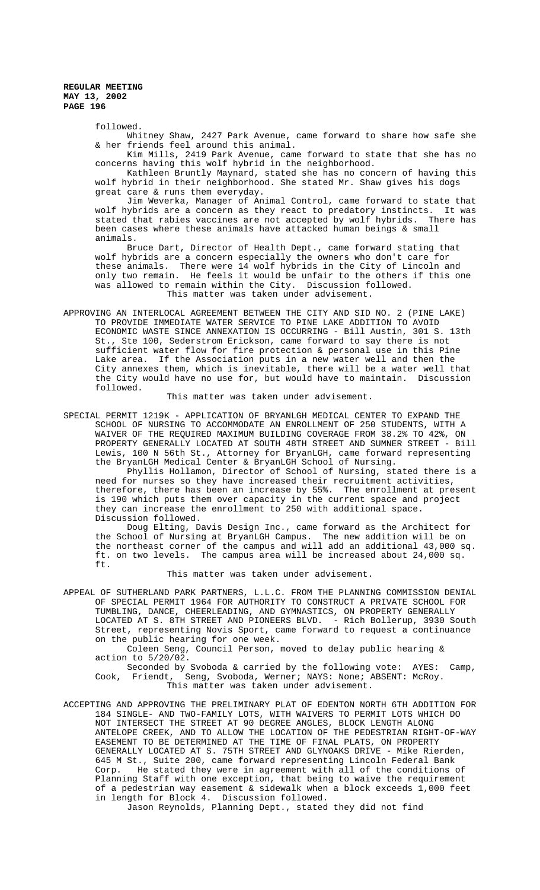followed.

Whitney Shaw, 2427 Park Avenue, came forward to share how safe she & her friends feel around this animal.

Kim Mills, 2419 Park Avenue, came forward to state that she has no concerns having this wolf hybrid in the neighborhood.

Kathleen Bruntly Maynard, stated she has no concern of having this wolf hybrid in their neighborhood. She stated Mr. Shaw gives his dogs great care & runs them everyday.

Jim Weverka, Manager of Animal Control, came forward to state that wolf hybrids are a concern as they react to predatory instincts. It was stated that rabies vaccines are not accepted by wolf hybrids. There has been cases where these animals have attacked human beings & small animals.

Bruce Dart, Director of Health Dept., came forward stating that wolf hybrids are a concern especially the owners who don't care for these animals. There were 14 wolf hybrids in the City of Lincoln and only two remain. He feels it would be unfair to the others if this one was allowed to remain within the City. Discussion followed.

This matter was taken under advisement.

APPROVING AN INTERLOCAL AGREEMENT BETWEEN THE CITY AND SID NO. 2 (PINE LAKE) TO PROVIDE IMMEDIATE WATER SERVICE TO PINE LAKE ADDITION TO AVOID ECONOMIC WASTE SINCE ANNEXATION IS OCCURRING - Bill Austin, 301 S. 13th St., Ste 100, Sederstrom Erickson, came forward to say there is not sufficient water flow for fire protection & personal use in this Pine Lake area. If the Association puts in a new water well and then the City annexes them, which is inevitable, there will be a water well that the City would have no use for, but would have to maintain. Discussion followed.

This matter was taken under advisement.

SPECIAL PERMIT 1219K - APPLICATION OF BRYANLGH MEDICAL CENTER TO EXPAND THE SCHOOL OF NURSING TO ACCOMMODATE AN ENROLLMENT OF 250 STUDENTS, WITH A WAIVER OF THE REQUIRED MAXIMUM BUILDING COVERAGE FROM 38.2% TO 42%, ON PROPERTY GENERALLY LOCATED AT SOUTH 48TH STREET AND SUMNER STREET - Bill Lewis, 100 N 56th St., Attorney for BryanLGH, came forward representing the BryanLGH Medical Center & BryanLGH School of Nursing.

Phyllis Hollamon, Director of School of Nursing, stated there is a need for nurses so they have increased their recruitment activities, therefore, there has been an increase by 55%. The enrollment at present is 190 which puts them over capacity in the current space and project they can increase the enrollment to 250 with additional space. Discussion followed.

Doug Elting, Davis Design Inc., came forward as the Architect for the School of Nursing at BryanLGH Campus. The new addition will be on the northeast corner of the campus and will add an additional 43,000 sq. ft. on two levels. The campus area will be increased about 24,000 sq. ft.

This matter was taken under advisement.

APPEAL OF SUTHERLAND PARK PARTNERS, L.L.C. FROM THE PLANNING COMMISSION DENIAL OF SPECIAL PERMIT 1964 FOR AUTHORITY TO CONSTRUCT A PRIVATE SCHOOL FOR TUMBLING, DANCE, CHEERLEADING, AND GYMNASTICS, ON PROPERTY GENERALLY LOCATED AT S. 8TH STREET AND PIONEERS BLVD. - Rich Bollerup, 3930 South Street, representing Novis Sport, came forward to request a continuance on the public hearing for one week.

Coleen Seng, Council Person, moved to delay public hearing & action to 5/20/02.

Seconded by Svoboda & carried by the following vote: AYES: Camp, Cook, Friendt, Seng, Svoboda, Werner; NAYS: None; ABSENT: McRoy.

This matter was taken under advisement.

ACCEPTING AND APPROVING THE PRELIMINARY PLAT OF EDENTON NORTH 6TH ADDITION FOR 184 SINGLE- AND TWO-FAMILY LOTS, WITH WAIVERS TO PERMIT LOTS WHICH DO NOT INTERSECT THE STREET AT 90 DEGREE ANGLES, BLOCK LENGTH ALONG ANTELOPE CREEK, AND TO ALLOW THE LOCATION OF THE PEDESTRIAN RIGHT-OF-WAY EASEMENT TO BE DETERMINED AT THE TIME OF FINAL PLATS, ON PROPERTY GENERALLY LOCATED AT S. 75TH STREET AND GLYNOAKS DRIVE - Mike Rierden, 645 M St., Suite 200, came forward representing Lincoln Federal Bank Corp. He stated they were in agreement with all of the conditions of Planning Staff with one exception, that being to waive the requirement of a pedestrian way easement & sidewalk when a block exceeds 1,000 feet in length for Block 4. Discussion followed.

Jason Reynolds, Planning Dept., stated they did not find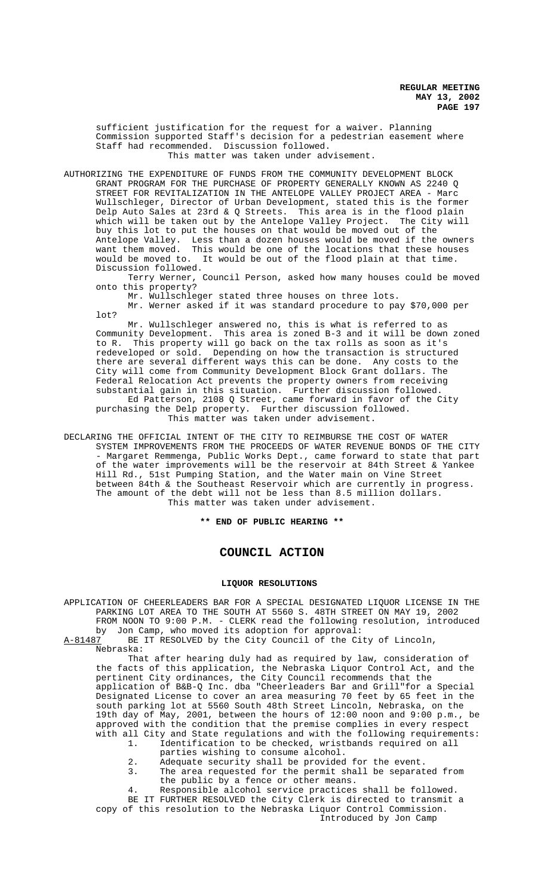sufficient justification for the request for a waiver. Planning Commission supported Staff's decision for a pedestrian easement where Staff had recommended. Discussion followed.

This matter was taken under advisement.

AUTHORIZING THE EXPENDITURE OF FUNDS FROM THE COMMUNITY DEVELOPMENT BLOCK GRANT PROGRAM FOR THE PURCHASE OF PROPERTY GENERALLY KNOWN AS 2240 Q STREET FOR REVITALIZATION IN THE ANTELOPE VALLEY PROJECT AREA - Marc Wullschleger, Director of Urban Development, stated this is the former Delp Auto Sales at 23rd & Q Streets. This area is in the flood plain which will be taken out by the Antelope Valley Project. The City will buy this lot to put the houses on that would be moved out of the Antelope Valley. Less than a dozen houses would be moved if the owners want them moved. This would be one of the locations that these houses would be moved to. It would be out of the flood plain at that time. Discussion followed.

Terry Werner, Council Person, asked how many houses could be moved onto this property?

Mr. Wullschleger stated three houses on three lots.

Mr. Werner asked if it was standard procedure to pay $70,000 per lot?

Mr. Wullschleger answered no, this is what is referred to as Community Development. This area is zoned B-3 and it will be down zoned to R. This property will go back on the tax rolls as soon as it's redeveloped or sold. Depending on how the transaction is structured there are several different ways this can be done. Any costs to the City will come from Community Development Block Grant dollars. The Federal Relocation Act prevents the property owners from receiving substantial gain in this situation. Further discussion followed.

Ed Patterson, 2108 Q Street, came forward in favor of the City purchasing the Delp property. Further discussion followed.

This matter was taken under advisement.

DECLARING THE OFFICIAL INTENT OF THE CITY TO REIMBURSE THE COST OF WATER SYSTEM IMPROVEMENTS FROM THE PROCEEDS OF WATER REVENUE BONDS OF THE CITY - Margaret Remmenga, Public Works Dept., came forward to state that part of the water improvements will be the reservoir at 84th Street & Yankee Hill Rd., 51st Pumping Station, and the Water main on Vine Street between 84th & the Southeast Reservoir which are currently in progress. The amount of the debt will not be less than 8.5 million dollars.

This matter was taken under advisement.

**\*\* END OF PUBLIC HEARING \*\***

# COUNCIL ACTION

## LIQUOR RESOLUTIONS

APPLICATION OF CHEERLEADERS BAR FOR A SPECIAL DESIGNATED LIQUOR LICENSE IN THE PARKING LOT AREA TO THE SOUTH AT 5560 S. 48TH STREET ON MAY 19, 2002 FROM NOON TO 9:00 P.M. - CLERK read the following resolution, introduced by Jon Camp, who moved its adoption for approval:

A-81487 BE IT RESOLVED by the City Council of the City of Lincoln, Nebraska:

That after hearing duly had as required by law, consideration of the facts of this application, the Nebraska Liquor Control Act, and the pertinent City ordinances, the City Council recommends that the application of B&B-Q Inc. dba "Cheerleaders Bar and Grill"for a Special Designated License to cover an area measuring 70 feet by 65 feet in the south parking lot at 5560 South 48th Street Lincoln, Nebraska, on the 19th day of May, 2001, between the hours of 12:00 noon and 9:00 p.m., be approved with the condition that the premise complies in every respect with all City and State regulations and with the following requirements:

1. Identification to be checked, wristbands required on all parties wishing to consume alcohol.
2. Adequate security shall be provided for the event.
3. The area requested for the permit shall be separated from the public by a fence or other means.
4. Responsible alcohol service practices shall be followed.

BE IT FURTHER RESOLVED the City Clerk is directed to transmit a copy of this resolution to the Nebraska Liquor Control Commission.

Introduced by Jon Camp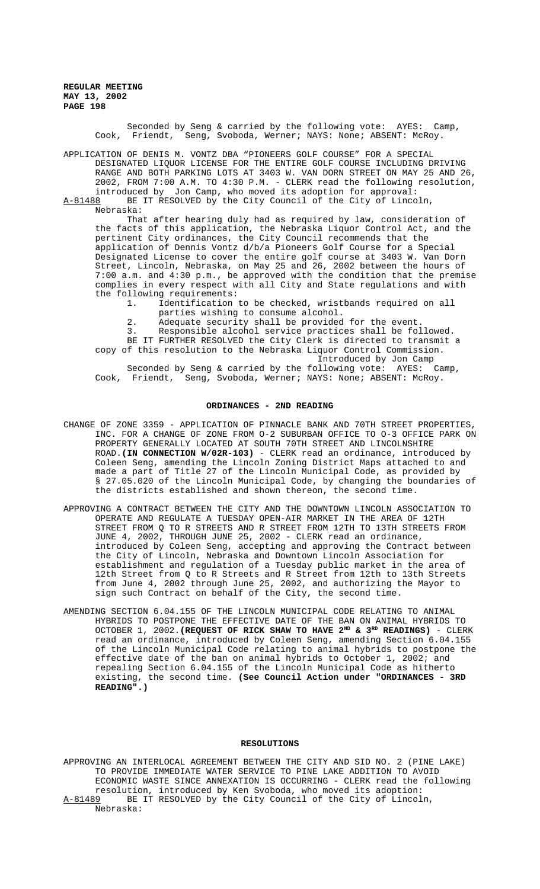Seconded by Seng & carried by the following vote: AYES: Camp, Cook, Friendt, Seng, Svoboda, Werner; NAYS: None; ABSENT: McRoy.

APPLICATION OF DENIS M. VONTZ DBA "PIONEERS GOLF COURSE" FOR A SPECIAL DESIGNATED LIQUOR LICENSE FOR THE ENTIRE GOLF COURSE INCLUDING DRIVING RANGE AND BOTH PARKING LOTS AT 3403 W. VAN DORN STREET ON MAY 25 AND 26, 2002, FROM 7:00 A.M. TO 4:30 P.M. - CLERK read the following resolution, introduced by Jon Camp, who moved its adoption for approval:

A-81488 BE IT RESOLVED by the City Council of the City of Lincoln, Nebraska:

That after hearing duly had as required by law, consideration of the facts of this application, the Nebraska Liquor Control Act, and the pertinent City ordinances, the City Council recommends that the application of Dennis Vontz d/b/a Pioneers Golf Course for a Special Designated License to cover the entire golf course at 3403 W. Van Dorn Street, Lincoln, Nebraska, on May 25 and 26, 2002 between the hours of 7:00 a.m. and 4:30 p.m., be approved with the condition that the premise complies in every respect with all City and State regulations and with the following requirements:

1. Identification to be checked, wristbands required on all parties wishing to consume alcohol.
2. Adequate security shall be provided for the event.
3. Responsible alcohol service practices shall be followed.

BE IT FURTHER RESOLVED the City Clerk is directed to transmit a copy of this resolution to the Nebraska Liquor Control Commission.

Introduced by Jon Camp

Seconded by Seng & carried by the following vote: AYES: Camp, Cook, Friendt, Seng, Svoboda, Werner; NAYS: None; ABSENT: McRoy.

## ORDINANCES - 2ND READING

CHANGE OF ZONE 3359 - APPLICATION OF PINNACLE BANK AND 70TH STREET PROPERTIES, INC. FOR A CHANGE OF ZONE FROM O-2 SUBURBAN OFFICE TO O-3 OFFICE PARK ON PROPERTY GENERALLY LOCATED AT SOUTH 70TH STREET AND LINCOLNSHIRE ROAD.**(IN CONNECTION W/02R-103)** - CLERK read an ordinance, introduced by Coleen Seng, amending the Lincoln Zoning District Maps attached to and made a part of Title 27 of the Lincoln Municipal Code, as provided by § 27.05.020 of the Lincoln Municipal Code, by changing the boundaries of the districts established and shown thereon, the second time.

APPROVING A CONTRACT BETWEEN THE CITY AND THE DOWNTOWN LINCOLN ASSOCIATION TO OPERATE AND REGULATE A TUESDAY OPEN-AIR MARKET IN THE AREA OF 12TH STREET FROM Q TO R STREETS AND R STREET FROM 12TH TO 13TH STREETS FROM JUNE 4, 2002, THROUGH JUNE 25, 2002 - CLERK read an ordinance, introduced by Coleen Seng, accepting and approving the Contract between the City of Lincoln, Nebraska and Downtown Lincoln Association for establishment and regulation of a Tuesday public market in the area of 12th Street from Q to R Streets and R Street from 12th to 13th Streets from June 4, 2002 through June 25, 2002, and authorizing the Mayor to sign such Contract on behalf of the City, the second time.

AMENDING SECTION 6.04.155 OF THE LINCOLN MUNICIPAL CODE RELATING TO ANIMAL HYBRIDS TO POSTPONE THE EFFECTIVE DATE OF THE BAN ON ANIMAL HYBRIDS TO OCTOBER 1, 2002.**(REQUEST OF RICK SHAW TO HAVE 2ND & 3RD READINGS)** - CLERK read an ordinance, introduced by Coleen Seng, amending Section 6.04.155 of the Lincoln Municipal Code relating to animal hybrids to postpone the effective date of the ban on animal hybrids to October 1, 2002; and repealing Section 6.04.155 of the Lincoln Municipal Code as hitherto existing, the second time. **(See Council Action under "ORDINANCES - 3RD READING".)**

## RESOLUTIONS

APPROVING AN INTERLOCAL AGREEMENT BETWEEN THE CITY AND SID NO. 2 (PINE LAKE) TO PROVIDE IMMEDIATE WATER SERVICE TO PINE LAKE ADDITION TO AVOID ECONOMIC WASTE SINCE ANNEXATION IS OCCURRING - CLERK read the following resolution, introduced by Ken Svoboda, who moved its adoption:

A-81489 BE IT RESOLVED by the City Council of the City of Lincoln, Nebraska: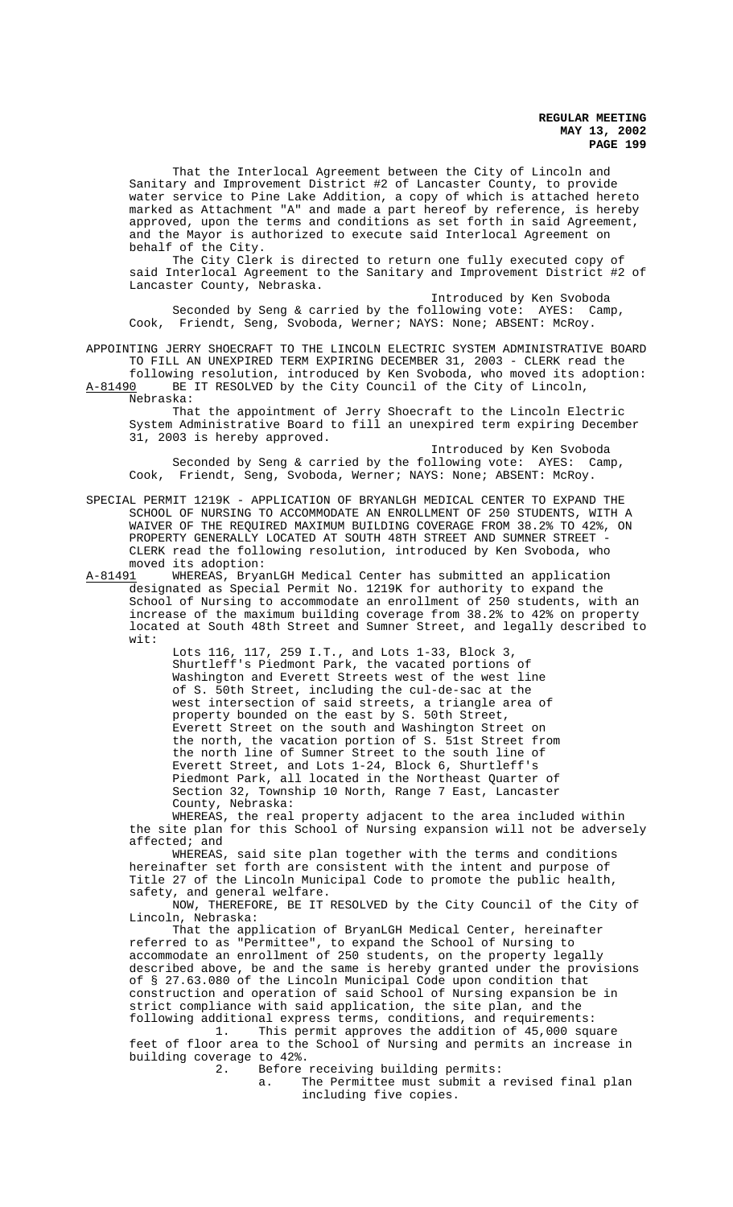That the Interlocal Agreement between the City of Lincoln and Sanitary and Improvement District #2 of Lancaster County, to provide water service to Pine Lake Addition, a copy of which is attached hereto marked as Attachment "A" and made a part hereof by reference, is hereby approved, upon the terms and conditions as set forth in said Agreement, and the Mayor is authorized to execute said Interlocal Agreement on behalf of the City.

The City Clerk is directed to return one fully executed copy of said Interlocal Agreement to the Sanitary and Improvement District #2 of Lancaster County, Nebraska.

Introduced by Ken Svoboda

Seconded by Seng & carried by the following vote: AYES: Camp, Cook, Friendt, Seng, Svoboda, Werner; NAYS: None; ABSENT: McRoy.

APPOINTING JERRY SHOECRAFT TO THE LINCOLN ELECTRIC SYSTEM ADMINISTRATIVE BOARD TO FILL AN UNEXPIRED TERM EXPIRING DECEMBER 31, 2003 - CLERK read the following resolution, introduced by Ken Svoboda, who moved its adoption:

A-81490 BE IT RESOLVED by the City Council of the City of Lincoln, Nebraska:

That the appointment of Jerry Shoecraft to the Lincoln Electric System Administrative Board to fill an unexpired term expiring December 31, 2003 is hereby approved.

Introduced by Ken Svoboda

Seconded by Seng & carried by the following vote: AYES: Camp, Cook, Friendt, Seng, Svoboda, Werner; NAYS: None; ABSENT: McRoy.

SPECIAL PERMIT 1219K - APPLICATION OF BRYANLGH MEDICAL CENTER TO EXPAND THE SCHOOL OF NURSING TO ACCOMMODATE AN ENROLLMENT OF 250 STUDENTS, WITH A WAIVER OF THE REQUIRED MAXIMUM BUILDING COVERAGE FROM 38.2% TO 42%, ON PROPERTY GENERALLY LOCATED AT SOUTH 48TH STREET AND SUMNER STREET - CLERK read the following resolution, introduced by Ken Svoboda, who moved its adoption:

A-81491 WHEREAS, BryanLGH Medical Center has submitted an application designated as Special Permit No. 1219K for authority to expand the School of Nursing to accommodate an enrollment of 250 students, with an increase of the maximum building coverage from 38.2% to 42% on property located at South 48th Street and Sumner Street, and legally described to wit:

Lots 116, 117, 259 I.T., and Lots 1-33, Block 3, Shurtleff's Piedmont Park, the vacated portions of Washington and Everett Streets west of the west line of S. 50th Street, including the cul-de-sac at the west intersection of said streets, a triangle area of property bounded on the east by S. 50th Street, Everett Street on the south and Washington Street on the north, the vacation portion of S. 51st Street from the north line of Sumner Street to the south line of Everett Street, and Lots 1-24, Block 6, Shurtleff's Piedmont Park, all located in the Northeast Quarter of Section 32, Township 10 North, Range 7 East, Lancaster County, Nebraska:

WHEREAS, the real property adjacent to the area included within the site plan for this School of Nursing expansion will not be adversely affected; and

WHEREAS, said site plan together with the terms and conditions hereinafter set forth are consistent with the intent and purpose of Title 27 of the Lincoln Municipal Code to promote the public health, safety, and general welfare.

NOW, THEREFORE, BE IT RESOLVED by the City Council of the City of Lincoln, Nebraska:

That the application of BryanLGH Medical Center, hereinafter referred to as "Permittee", to expand the School of Nursing to accommodate an enrollment of 250 students, on the property legally described above, be and the same is hereby granted under the provisions of § 27.63.080 of the Lincoln Municipal Code upon condition that construction and operation of said School of Nursing expansion be in strict compliance with said application, the site plan, and the following additional express terms, conditions, and requirements:

1. This permit approves the addition of 45,000 square feet of floor area to the School of Nursing and permits an increase in building coverage to 42%.
2. Before receiving building permits:
   a. The Permittee must submit a revised final plan including five copies.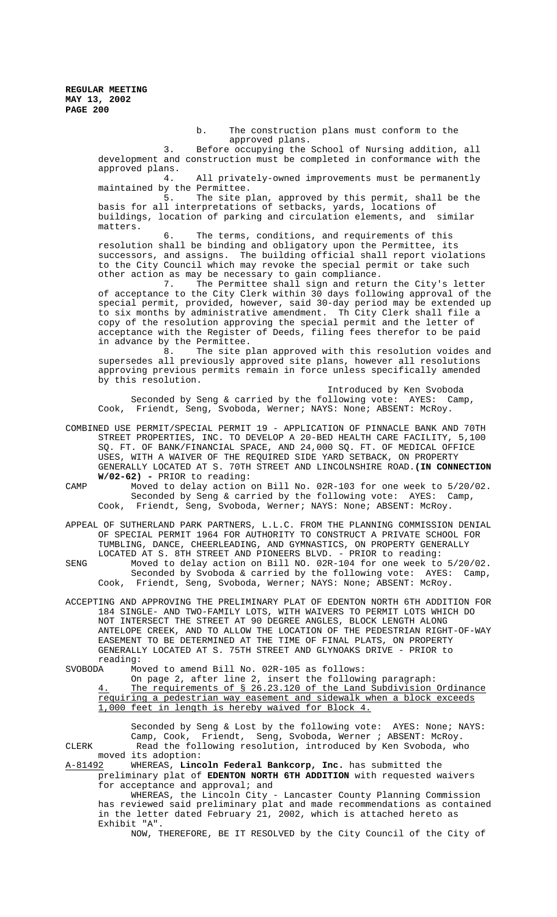b. The construction plans must conform to the approved plans.

3. Before occupying the School of Nursing addition, all development and construction must be completed in conformance with the approved plans.

4. All privately-owned improvements must be permanently maintained by the Permittee.

5. The site plan, approved by this permit, shall be the basis for all interpretations of setbacks, yards, locations of buildings, location of parking and circulation elements, and similar matters.

6. The terms, conditions, and requirements of this resolution shall be binding and obligatory upon the Permittee, its successors, and assigns. The building official shall report violations to the City Council which may revoke the special permit or take such other action as may be necessary to gain compliance.

7. The Permittee shall sign and return the City's letter of acceptance to the City Clerk within 30 days following approval of the special permit, provided, however, said 30-day period may be extended up to six months by administrative amendment. Th City Clerk shall file a copy of the resolution approving the special permit and the letter of acceptance with the Register of Deeds, filing fees therefor to be paid in advance by the Permittee.

8. The site plan approved with this resolution voides and supersedes all previously approved site plans, however all resolutions approving previous permits remain in force unless specifically amended by this resolution.

Introduced by Ken Svoboda

Seconded by Seng & carried by the following vote: AYES: Camp, Cook, Friendt, Seng, Svoboda, Werner; NAYS: None; ABSENT: McRoy.

COMBINED USE PERMIT/SPECIAL PERMIT 19 - APPLICATION OF PINNACLE BANK AND 70TH STREET PROPERTIES, INC. TO DEVELOP A 20-BED HEALTH CARE FACILITY, 5,100 SQ. FT. OF BANK/FINANCIAL SPACE, AND 24,000 SQ. FT. OF MEDICAL OFFICE USES, WITH A WAIVER OF THE REQUIRED SIDE YARD SETBACK, ON PROPERTY GENERALLY LOCATED AT S. 70TH STREET AND LINCOLNSHIRE ROAD.**(IN CONNECTION W/02-62)** - PRIOR to reading:

CAMP Moved to delay action on Bill No. 02R-103 for one week to 5/20/02.
Seconded by Seng & carried by the following vote: AYES: Camp, Cook, Friendt, Seng, Svoboda, Werner; NAYS: None; ABSENT: McRoy.

APPEAL OF SUTHERLAND PARK PARTNERS, L.L.C. FROM THE PLANNING COMMISSION DENIAL OF SPECIAL PERMIT 1964 FOR AUTHORITY TO CONSTRUCT A PRIVATE SCHOOL FOR TUMBLING, DANCE, CHEERLEADING, AND GYMNASTICS, ON PROPERTY GENERALLY LOCATED AT S. 8TH STREET AND PIONEERS BLVD. - PRIOR to reading:

SENG Moved to delay action on Bill NO. 02R-104 for one week to 5/20/02.
Seconded by Svoboda & carried by the following vote: AYES: Camp, Cook, Friendt, Seng, Svoboda, Werner; NAYS: None; ABSENT: McRoy.

ACCEPTING AND APPROVING THE PRELIMINARY PLAT OF EDENTON NORTH 6TH ADDITION FOR 184 SINGLE- AND TWO-FAMILY LOTS, WITH WAIVERS TO PERMIT LOTS WHICH DO NOT INTERSECT THE STREET AT 90 DEGREE ANGLES, BLOCK LENGTH ALONG ANTELOPE CREEK, AND TO ALLOW THE LOCATION OF THE PEDESTRIAN RIGHT-OF-WAY EASEMENT TO BE DETERMINED AT THE TIME OF FINAL PLATS, ON PROPERTY GENERALLY LOCATED AT S. 75TH STREET AND GLYNOAKS DRIVE - PRIOR to reading:

SVOBODA Moved to amend Bill No. 02R-105 as follows:
On page 2, after line 2, insert the following paragraph:
<u>4. The requirements of § 26.23.120 of the Land Subdivision Ordinance requiring a pedestrian way easement and sidewalk when a block exceeds 1,000 feet in length is hereby waived for Block 4.</u>

Seconded by Seng & Lost by the following vote: AYES: None; NAYS: Camp, Cook, Friendt, Seng, Svoboda, Werner ; ABSENT: McRoy.

CLERK Read the following resolution, introduced by Ken Svoboda, who moved its adoption:

<u>A-81492</u> WHEREAS, **Lincoln Federal Bankcorp, Inc.** has submitted the preliminary plat of **EDENTON NORTH 6TH ADDITION** with requested waivers for acceptance and approval; and

WHEREAS, the Lincoln City - Lancaster County Planning Commission has reviewed said preliminary plat and made recommendations as contained in the letter dated February 21, 2002, which is attached hereto as Exhibit "A".

NOW, THEREFORE, BE IT RESOLVED by the City Council of the City of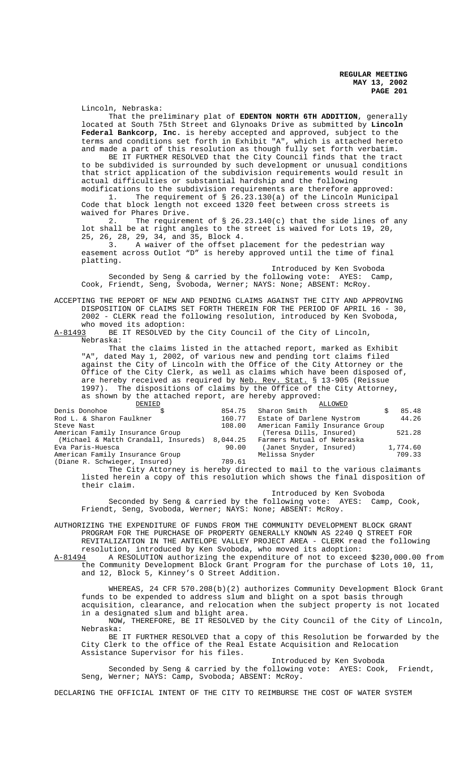Lincoln, Nebraska:

That the preliminary plat of **EDENTON NORTH 6TH ADDITION**, generally located at South 75th Street and Glynoaks Drive as submitted by **Lincoln Federal Bankcorp, Inc.** is hereby accepted and approved, subject to the terms and conditions set forth in Exhibit "A", which is attached hereto and made a part of this resolution as though fully set forth verbatim.

BE IT FURTHER RESOLVED that the City Council finds that the tract to be subdivided is surrounded by such development or unusual conditions that strict application of the subdivision requirements would result in actual difficulties or substantial hardship and the following modifications to the subdivision requirements are therefore approved:

1. The requirement of § 26.23.130(a) of the Lincoln Municipal Code that block length not exceed 1320 feet between cross streets is waived for Phares Drive.
2. The requirement of § 26.23.140(c) that the side lines of any lot shall be at right angles to the street is waived for Lots 19, 20, 25, 26, 28, 29, 34, and 35, Block 4.
3. A waiver of the offset placement for the pedestrian way easement across Outlot "D" is hereby approved until the time of final platting.

Introduced by Ken Svoboda

Seconded by Seng & carried by the following vote: AYES: Camp, Cook, Friendt, Seng, Svoboda, Werner; NAYS: None; ABSENT: McRoy.

ACCEPTING THE REPORT OF NEW AND PENDING CLAIMS AGAINST THE CITY AND APPROVING DISPOSITION OF CLAIMS SET FORTH THEREIN FOR THE PERIOD OF APRIL 16 - 30, 2002 - CLERK read the following resolution, introduced by Ken Svoboda, who moved its adoption:

A-81493 BE IT RESOLVED by the City Council of the City of Lincoln, Nebraska:

That the claims listed in the attached report, marked as Exhibit "A", dated May 1, 2002, of various new and pending tort claims filed against the City of Lincoln with the Office of the City Attorney or the Office of the City Clerk, as well as claims which have been disposed of, are hereby received as required by Neb. Rev. Stat. § 13-905 (Reissue 1997). The dispositions of claims by the Office of the City Attorney, as shown by the attached report, are hereby approved:

| DENIED | | ALLOWED | |
|---|---|---|---|
| Denis Donohoe | $ 854.75 | Sharon Smith | $ 85.48 |
| Rod L. & Sharon Faulkner | 160.77 | Estate of Darlene Nystrom | 44.26 |
| Steve Nast | 108.00 | American Family Insurance Group | |
| American Family Insurance Group | | (Teresa Dills, Insured) | 521.28 |
| (Michael & Matth Crandall, Insureds) | 8,044.25 | Farmers Mutual of Nebraska | |
| Eva Paris-Huesca | 90.00 | (Janet Snyder, Insured) | 1,774.60 |
| American Family Insurance Group | | Melissa Snyder | 709.33 |
| (Diane R. Schwieger, Insured) | 789.61 | | |

The City Attorney is hereby directed to mail to the various claimants listed herein a copy of this resolution which shows the final disposition of their claim.

Introduced by Ken Svoboda

Seconded by Seng & carried by the following vote: AYES: Camp, Cook, Friendt, Seng, Svoboda, Werner; NAYS: None; ABSENT: McRoy.

AUTHORIZING THE EXPENDITURE OF FUNDS FROM THE COMMUNITY DEVELOPMENT BLOCK GRANT PROGRAM FOR THE PURCHASE OF PROPERTY GENERALLY KNOWN AS 2240 Q STREET FOR REVITALIZATION IN THE ANTELOPE VALLEY PROJECT AREA - CLERK read the following resolution, introduced by Ken Svoboda, who moved its adoption:

A-81494 A RESOLUTION authorizing the expenditure of not to exceed $230,000.00 from the Community Development Block Grant Program for the purchase of Lots 10, 11, and 12, Block 5, Kinney's O Street Addition.

WHEREAS, 24 CFR 570.208(b)(2) authorizes Community Development Block Grant funds to be expended to address slum and blight on a spot basis through acquisition, clearance, and relocation when the subject property is not located in a designated slum and blight area.

NOW, THEREFORE, BE IT RESOLVED by the City Council of the City of Lincoln, Nebraska:

BE IT FURTHER RESOLVED that a copy of this Resolution be forwarded by the City Clerk to the office of the Real Estate Acquisition and Relocation Assistance Supervisor for his files.

Introduced by Ken Svoboda

Seconded by Seng & carried by the following vote: AYES: Cook, Friendt, Seng, Werner; NAYS: Camp, Svoboda; ABSENT: McRoy.

DECLARING THE OFFICIAL INTENT OF THE CITY TO REIMBURSE THE COST OF WATER SYSTEM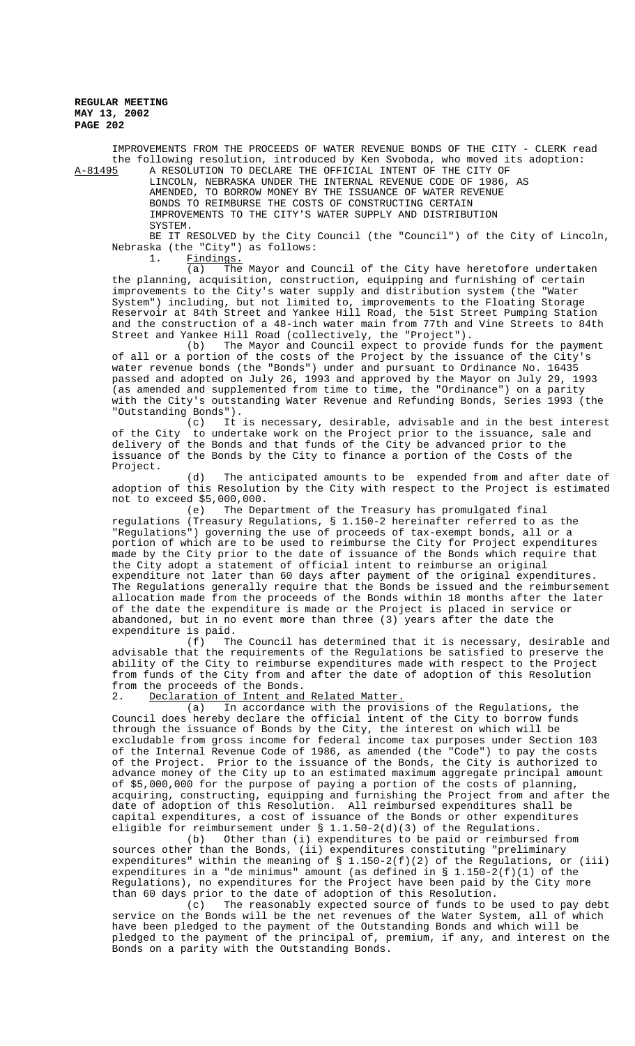IMPROVEMENTS FROM THE PROCEEDS OF WATER REVENUE BONDS OF THE CITY - CLERK read the following resolution, introduced by Ken Svoboda, who moved its adoption:

A-81495 A RESOLUTION TO DECLARE THE OFFICIAL INTENT OF THE CITY OF LINCOLN, NEBRASKA UNDER THE INTERNAL REVENUE CODE OF 1986, AS AMENDED, TO BORROW MONEY BY THE ISSUANCE OF WATER REVENUE BONDS TO REIMBURSE THE COSTS OF CONSTRUCTING CERTAIN IMPROVEMENTS TO THE CITY'S WATER SUPPLY AND DISTRIBUTION SYSTEM.

BE IT RESOLVED by the City Council (the "Council") of the City of Lincoln, Nebraska (the "City") as follows:

1. Findings.

(a) The Mayor and Council of the City have heretofore undertaken the planning, acquisition, construction, equipping and furnishing of certain improvements to the City's water supply and distribution system (the "Water System") including, but not limited to, improvements to the Floating Storage Reservoir at 84th Street and Yankee Hill Road, the 51st Street Pumping Station and the construction of a 48-inch water main from 77th and Vine Streets to 84th Street and Yankee Hill Road (collectively, the "Project").

(b) The Mayor and Council expect to provide funds for the payment of all or a portion of the costs of the Project by the issuance of the City's water revenue bonds (the "Bonds") under and pursuant to Ordinance No. 16435 passed and adopted on July 26, 1993 and approved by the Mayor on July 29, 1993 (as amended and supplemented from time to time, the "Ordinance") on a parity with the City's outstanding Water Revenue and Refunding Bonds, Series 1993 (the "Outstanding Bonds").

(c) It is necessary, desirable, advisable and in the best interest of the City to undertake work on the Project prior to the issuance, sale and delivery of the Bonds and that funds of the City be advanced prior to the issuance of the Bonds by the City to finance a portion of the Costs of the Project.

(d) The anticipated amounts to be expended from and after date of adoption of this Resolution by the City with respect to the Project is estimated not to exceed $5,000,000.

(e) The Department of the Treasury has promulgated final regulations (Treasury Regulations, § 1.150-2 hereinafter referred to as the "Regulations") governing the use of proceeds of tax-exempt bonds, all or a portion of which are to be used to reimburse the City for Project expenditures made by the City prior to the date of issuance of the Bonds which require that the City adopt a statement of official intent to reimburse an original expenditure not later than 60 days after payment of the original expenditures. The Regulations generally require that the Bonds be issued and the reimbursement allocation made from the proceeds of the Bonds within 18 months after the later of the date the expenditure is made or the Project is placed in service or abandoned, but in no event more than three (3) years after the date the expenditure is paid.

(f) The Council has determined that it is necessary, desirable and advisable that the requirements of the Regulations be satisfied to preserve the ability of the City to reimburse expenditures made with respect to the Project from funds of the City from and after the date of adoption of this Resolution from the proceeds of the Bonds.

2. Declaration of Intent and Related Matter.

(a) In accordance with the provisions of the Regulations, the Council does hereby declare the official intent of the City to borrow funds through the issuance of Bonds by the City, the interest on which will be excludable from gross income for federal income tax purposes under Section 103 of the Internal Revenue Code of 1986, as amended (the "Code") to pay the costs of the Project. Prior to the issuance of the Bonds, the City is authorized to advance money of the City up to an estimated maximum aggregate principal amount of $5,000,000 for the purpose of paying a portion of the costs of planning, acquiring, constructing, equipping and furnishing the Project from and after the date of adoption of this Resolution. All reimbursed expenditures shall be capital expenditures, a cost of issuance of the Bonds or other expenditures eligible for reimbursement under § 1.1.50-2(d)(3) of the Regulations.

(b) Other than (i) expenditures to be paid or reimbursed from sources other than the Bonds, (ii) expenditures constituting "preliminary expenditures" within the meaning of § 1.150-2(f)(2) of the Regulations, or (iii) expenditures in a "de minimus" amount (as defined in § 1.150-2(f)(1) of the Regulations), no expenditures for the Project have been paid by the City more than 60 days prior to the date of adoption of this Resolution.

(c) The reasonably expected source of funds to be used to pay debt service on the Bonds will be the net revenues of the Water System, all of which have been pledged to the payment of the Outstanding Bonds and which will be pledged to the payment of the principal of, premium, if any, and interest on the Bonds on a parity with the Outstanding Bonds.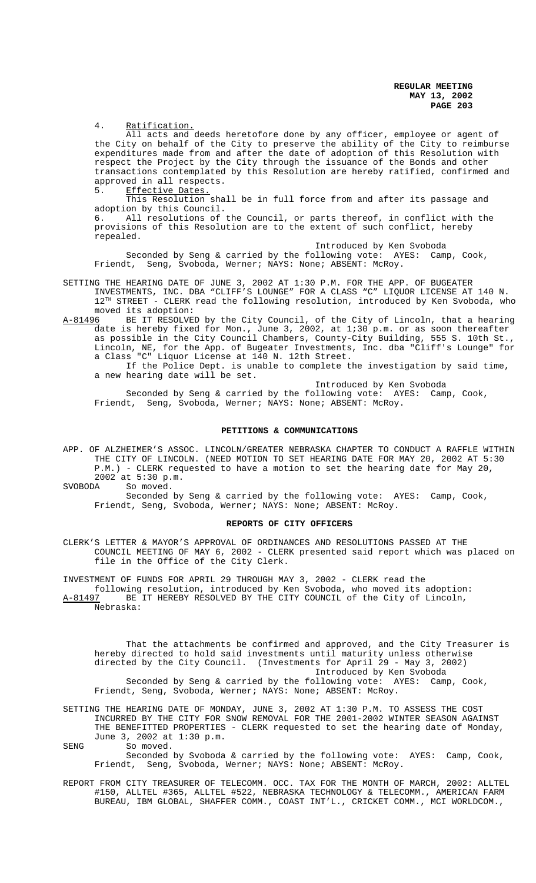4. Ratification.

All acts and deeds heretofore done by any officer, employee or agent of the City on behalf of the City to preserve the ability of the City to reimburse expenditures made from and after the date of adoption of this Resolution with respect the Project by the City through the issuance of the Bonds and other transactions contemplated by this Resolution are hereby ratified, confirmed and approved in all respects.

5. Effective Dates.

This Resolution shall be in full force from and after its passage and adoption by this Council.

6. All resolutions of the Council, or parts thereof, in conflict with the provisions of this Resolution are to the extent of such conflict, hereby repealed.

Introduced by Ken Svoboda

Seconded by Seng & carried by the following vote: AYES: Camp, Cook, Friendt, Seng, Svoboda, Werner; NAYS: None; ABSENT: McRoy.

SETTING THE HEARING DATE OF JUNE 3, 2002 AT 1:30 P.M. FOR THE APP. OF BUGEATER INVESTMENTS, INC. DBA "CLIFF'S LOUNGE" FOR A CLASS "C" LIQUOR LICENSE AT 140 N. 12TH STREET - CLERK read the following resolution, introduced by Ken Svoboda, who moved its adoption:

A-81496 BE IT RESOLVED by the City Council, of the City of Lincoln, that a hearing date is hereby fixed for Mon., June 3, 2002, at 1;30 p.m. or as soon thereafter as possible in the City Council Chambers, County-City Building, 555 S. 10th St., Lincoln, NE, for the App. of Bugeater Investments, Inc. dba "Cliff's Lounge" for a Class "C" Liquor License at 140 N. 12th Street.

If the Police Dept. is unable to complete the investigation by said time, a new hearing date will be set.

Introduced by Ken Svoboda

Seconded by Seng & carried by the following vote: AYES: Camp, Cook, Friendt, Seng, Svoboda, Werner; NAYS: None; ABSENT: McRoy.

## PETITIONS & COMMUNICATIONS

APP. OF ALZHEIMER'S ASSOC. LINCOLN/GREATER NEBRASKA CHAPTER TO CONDUCT A RAFFLE WITHIN THE CITY OF LINCOLN. (NEED MOTION TO SET HEARING DATE FOR MAY 20, 2002 AT 5:30 P.M.) - CLERK requested to have a motion to set the hearing date for May 20, 2002 at 5:30 p.m.

SVOBODA So moved.

Seconded by Seng & carried by the following vote: AYES: Camp, Cook, Friendt, Seng, Svoboda, Werner; NAYS: None; ABSENT: McRoy.

## REPORTS OF CITY OFFICERS

CLERK'S LETTER & MAYOR'S APPROVAL OF ORDINANCES AND RESOLUTIONS PASSED AT THE COUNCIL MEETING OF MAY 6, 2002 - CLERK presented said report which was placed on file in the Office of the City Clerk.

INVESTMENT OF FUNDS FOR APRIL 29 THROUGH MAY 3, 2002 - CLERK read the following resolution, introduced by Ken Svoboda, who moved its adoption:

A-81497 BE IT HEREBY RESOLVED BY THE CITY COUNCIL of the City of Lincoln, Nebraska:

That the attachments be confirmed and approved, and the City Treasurer is hereby directed to hold said investments until maturity unless otherwise directed by the City Council. (Investments for April 29 - May 3, 2002)

Introduced by Ken Svoboda

Seconded by Seng & carried by the following vote: AYES: Camp, Cook, Friendt, Seng, Svoboda, Werner; NAYS: None; ABSENT: McRoy.

SETTING THE HEARING DATE OF MONDAY, JUNE 3, 2002 AT 1:30 P.M. TO ASSESS THE COST INCURRED BY THE CITY FOR SNOW REMOVAL FOR THE 2001-2002 WINTER SEASON AGAINST THE BENEFITTED PROPERTIES - CLERK requested to set the hearing date of Monday, June 3, 2002 at 1:30 p.m.

SENG So moved.

Seconded by Svoboda & carried by the following vote: AYES: Camp, Cook, Friendt, Seng, Svoboda, Werner; NAYS: None; ABSENT: McRoy.

REPORT FROM CITY TREASURER OF TELECOMM. OCC. TAX FOR THE MONTH OF MARCH, 2002: ALLTEL #150, ALLTEL #365, ALLTEL #522, NEBRASKA TECHNOLOGY & TELECOMM., AMERICAN FARM BUREAU, IBM GLOBAL, SHAFFER COMM., COAST INT'L., CRICKET COMM., MCI WORLDCOM.,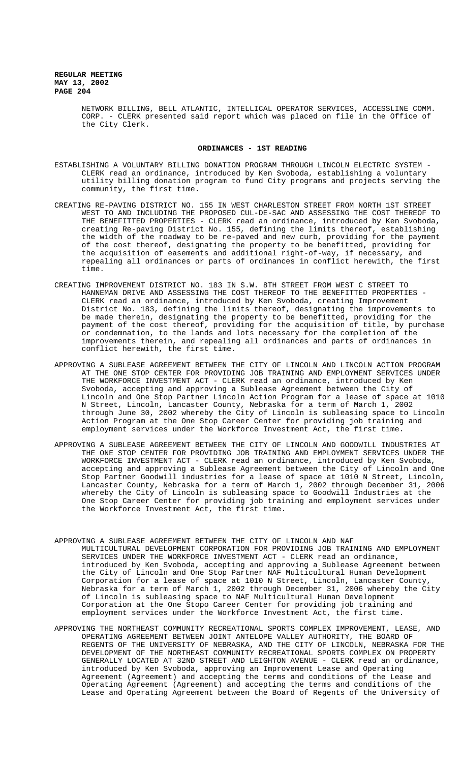NETWORK BILLING, BELL ATLANTIC, INTELLICAL OPERATOR SERVICES, ACCESSLINE COMM. CORP. - CLERK presented said report which was placed on file in the Office of the City Clerk.

## ORDINANCES - 1ST READING

ESTABLISHING A VOLUNTARY BILLING DONATION PROGRAM THROUGH LINCOLN ELECTRIC SYSTEM - CLERK read an ordinance, introduced by Ken Svoboda, establishing a voluntary utility billing donation program to fund City programs and projects serving the community, the first time.

CREATING RE-PAVING DISTRICT NO. 155 IN WEST CHARLESTON STREET FROM NORTH 1ST STREET WEST TO AND INCLUDING THE PROPOSED CUL-DE-SAC AND ASSESSING THE COST THEREOF TO THE BENEFITTED PROPERTIES - CLERK read an ordinance, introduced by Ken Svoboda, creating Re-paving District No. 155, defining the limits thereof, establishing the width of the roadway to be re-paved and new curb, providing for the payment of the cost thereof, designating the property to be benefitted, providing for the acquisition of easements and additional right-of-way, if necessary, and repealing all ordinances or parts of ordinances in conflict herewith, the first time.

CREATING IMPROVEMENT DISTRICT NO. 183 IN S.W. 8TH STREET FROM WEST C STREET TO HANNEMAN DRIVE AND ASSESSING THE COST THEREOF TO THE BENEFITTED PROPERTIES - CLERK read an ordinance, introduced by Ken Svoboda, creating Improvement District No. 183, defining the limits thereof, designating the improvements to be made therein, designating the property to be benefitted, providing for the payment of the cost thereof, providing for the acquisition of title, by purchase or condemnation, to the lands and lots necessary for the completion of the improvements therein, and repealing all ordinances and parts of ordinances in conflict herewith, the first time.

APPROVING A SUBLEASE AGREEMENT BETWEEN THE CITY OF LINCOLN AND LINCOLN ACTION PROGRAM AT THE ONE STOP CENTER FOR PROVIDING JOB TRAINING AND EMPLOYMENT SERVICES UNDER THE WORKFORCE INVESTMENT ACT - CLERK read an ordinance, introduced by Ken Svoboda, accepting and approving a Sublease Agreement between the City of Lincoln and One Stop Partner Lincoln Action Program for a lease of space at 1010 N Street, Lincoln, Lancaster County, Nebraska for a term of March 1, 2002 through June 30, 2002 whereby the City of Lincoln is subleasing space to Lincoln Action Program at the One Stop Career Center for providing job training and employment services under the Workforce Investment Act, the first time.

APPROVING A SUBLEASE AGREEMENT BETWEEN THE CITY OF LINCOLN AND GOODWILL INDUSTRIES AT THE ONE STOP CENTER FOR PROVIDING JOB TRAINING AND EMPLOYMENT SERVICES UNDER THE WORKFORCE INVESTMENT ACT - CLERK read an ordinance, introduced by Ken Svoboda, accepting and approving a Sublease Agreement between the City of Lincoln and One Stop Partner Goodwill industries for a lease of space at 1010 N Street, Lincoln, Lancaster County, Nebraska for a term of March 1, 2002 through December 31, 2006 whereby the City of Lincoln is subleasing space to Goodwill Industries at the One Stop Career Center for providing job training and employment services under the Workforce Investment Act, the first time.

APPROVING A SUBLEASE AGREEMENT BETWEEN THE CITY OF LINCOLN AND NAF MULTICULTURAL DEVELOPMENT CORPORATION FOR PROVIDING JOB TRAINING AND EMPLOYMENT SERVICES UNDER THE WORKFORCE INVESTMENT ACT - CLERK read an ordinance, introduced by Ken Svoboda, accepting and approving a Sublease Agreement between the City of Lincoln and One Stop Partner NAF Multicultural Human Development Corporation for a lease of space at 1010 N Street, Lincoln, Lancaster County, Nebraska for a term of March 1, 2002 through December 31, 2006 whereby the City of Lincoln is subleasing space to NAF Multicultural Human Development Corporation at the One Stopo Career Center for providing job training and employment services under the Workforce Investment Act, the first time.

APPROVING THE NORTHEAST COMMUNITY RECREATIONAL SPORTS COMPLEX IMPROVEMENT, LEASE, AND OPERATING AGREEMENT BETWEEN JOINT ANTELOPE VALLEY AUTHORITY, THE BOARD OF REGENTS OF THE UNIVERSITY OF NEBRASKA, AND THE CITY OF LINCOLN, NEBRASKA FOR THE DEVELOPMENT OF THE NORTHEAST COMMUNITY RECREATIONAL SPORTS COMPLEX ON PROPERTY GENERALLY LOCATED AT 32ND STREET AND LEIGHTON AVENUE - CLERK read an ordinance, introduced by Ken Svoboda, approving an Improvement Lease and Operating Agreement (Agreement) and accepting the terms and conditions of the Lease and Operating Agreement (Agreement) and accepting the terms and conditions of the Lease and Operating Agreement between the Board of Regents of the University of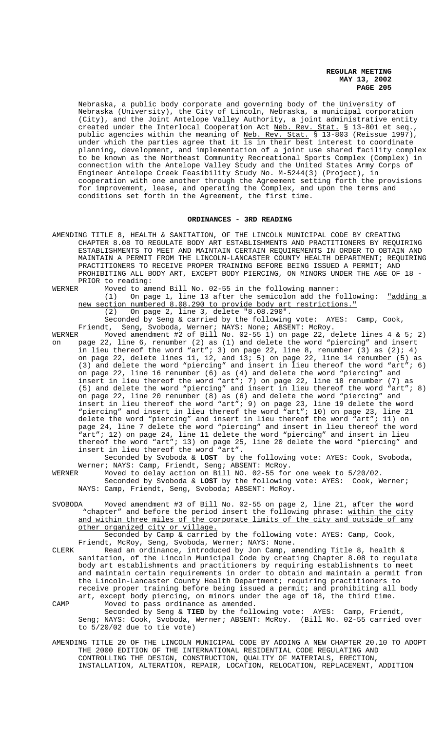Nebraska, a public body corporate and governing body of the University of Nebraska (University), the City of Lincoln, Nebraska, a municipal corporation (City), and the Joint Antelope Valley Authority, a joint administrative entity created under the Interlocal Cooperation Act Neb. Rev. Stat. § 13-801 et seq., public agencies within the meaning of Neb. Rev. Stat. § 13-803 (Reissue 1997), under which the parties agree that it is in their best interest to coordinate planning, development, and implementation of a joint use shared facility complex to be known as the Northeast Community Recreational Sports Complex (Complex) in connection with the Antelope Valley Study and the United States Army Corps of Engineer Antelope Creek Feasibility Study No. M-5244(3) (Project), in cooperation with one another through the Agreement setting forth the provisions for improvement, lease, and operating the Complex, and upon the terms and conditions set forth in the Agreement, the first time.

## ORDINANCES - 3RD READING

AMENDING TITLE 8, HEALTH & SANITATION, OF THE LINCOLN MUNICIPAL CODE BY CREATING CHAPTER 8.08 TO REGULATE BODY ART ESTABLISHMENTS AND PRACTITIONERS BY REQUIRING ESTABLISHMENTS TO MEET AND MAINTAIN CERTAIN REQUIREMENTS IN ORDER TO OBTAIN AND MAINTAIN A PERMIT FROM THE LINCOLN-LANCASTER COUNTY HEALTH DEPARTMENT; REQUIRING PRACTITIONERS TO RECEIVE PROPER TRAINING BEFORE BEING ISSUED A PERMIT; AND PROHIBITING ALL BODY ART, EXCEPT BODY PIERCING, ON MINORS UNDER THE AGE OF 18 - PRIOR to reading:

WERNER Moved to amend Bill No. 02-55 in the following manner:
(1) On page 1, line 13 after the semicolon add the following: "adding a new section numbered 8.08.290 to provide body art restrictions."
(2) On page 2, line 3, delete "8.08.290".
Seconded by Seng & carried by the following vote: AYES: Camp, Cook, Friendt, Seng, Svoboda, Werner; NAYS: None; ABSENT: McRoy.

WERNER Moved amendment #2 of Bill No. 02-55 1) on page 22, delete lines 4 & 5; 2) on page 22, line 6, renumber (2) as (1) and delete the word "piercing" and insert in lieu thereof the word "art"; 3) on page 22, line 8, renumber (3) as (2); 4) on page 22, delete lines 11, 12, and 13; 5) on page 22, line 14 renumber (5) as (3) and delete the word "piercing" and insert in lieu thereof the word "art"; 6) on page 22, line 16 renumber (6) as (4) and delete the word "piercing" and insert in lieu thereof the word "art"; 7) on page 22, line 18 renumber (7) as (5) and delete the word "piercing" and insert in lieu thereof the word "art"; 8) on page 22, line 20 renumber (8) as (6) and delete the word "piercing" and insert in lieu thereof the word "art"; 9) on page 23, line 19 delete the word "piercing" and insert in lieu thereof the word "art"; 10) on page 23, line 21 delete the word "piercing" and insert in lieu thereof the word "art"; 11) on page 24, line 7 delete the word "piercing" and insert in lieu thereof the word "art"; 12) on page 24, line 11 delete the word "piercing" and insert in lieu thereof the word "art"; 13) on page 25, line 20 delete the word "piercing" and insert in lieu thereof the word "art".
Seconded by Svoboda & **LOST** by the following vote: AYES: Cook, Svoboda, Werner; NAYS: Camp, Friendt, Seng; ABSENT: McRoy.

WERNER Moved to delay action on Bill NO. 02-55 for one week to 5/20/02.
Seconded by Svoboda & **LOST** by the following vote: AYES: Cook, Werner; NAYS: Camp, Friendt, Seng, Svoboda; ABSENT: McRoy.

SVOBODA Moved amendment #3 of Bill No. 02-55 on page 2, line 21, after the word "chapter" and before the period insert the following phrase: within the city and within three miles of the corporate limits of the city and outside of any other organized city or village.
Seconded by Camp & carried by the following vote: AYES: Camp, Cook, Friendt, McRoy, Seng, Svoboda, Werner; NAYS: None.

CLERK Read an ordinance, introduced by Jon Camp, amending Title 8, health & sanitation, of the Lincoln Municipal Code by creating Chapter 8.08 to regulate body art establishments and practitioners by requiring establishments to meet and maintain certain requirements in order to obtain and maintain a permit from the Lincoln-Lancaster County Health Department; requiring practitioners to receive proper training before being issued a permit; and prohibiting all body art, except body piercing, on minors under the age of 18, the third time.

CAMP Moved to pass ordinance as amended.
Seconded by Seng & **TIED** by the following vote: AYES: Camp, Friendt, Seng; NAYS: Cook, Svoboda, Werner; ABSENT: McRoy. (Bill No. 02-55 carried over to 5/20/02 due to tie vote)

AMENDING TITLE 20 OF THE LINCOLN MUNICIPAL CODE BY ADDING A NEW CHAPTER 20.10 TO ADOPT THE 2000 EDITION OF THE INTERNATIONAL RESIDENTIAL CODE REGULATING AND CONTROLLING THE DESIGN, CONSTRUCTION, QUALITY OF MATERIALS, ERECTION, INSTALLATION, ALTERATION, REPAIR, LOCATION, RELOCATION, REPLACEMENT, ADDITION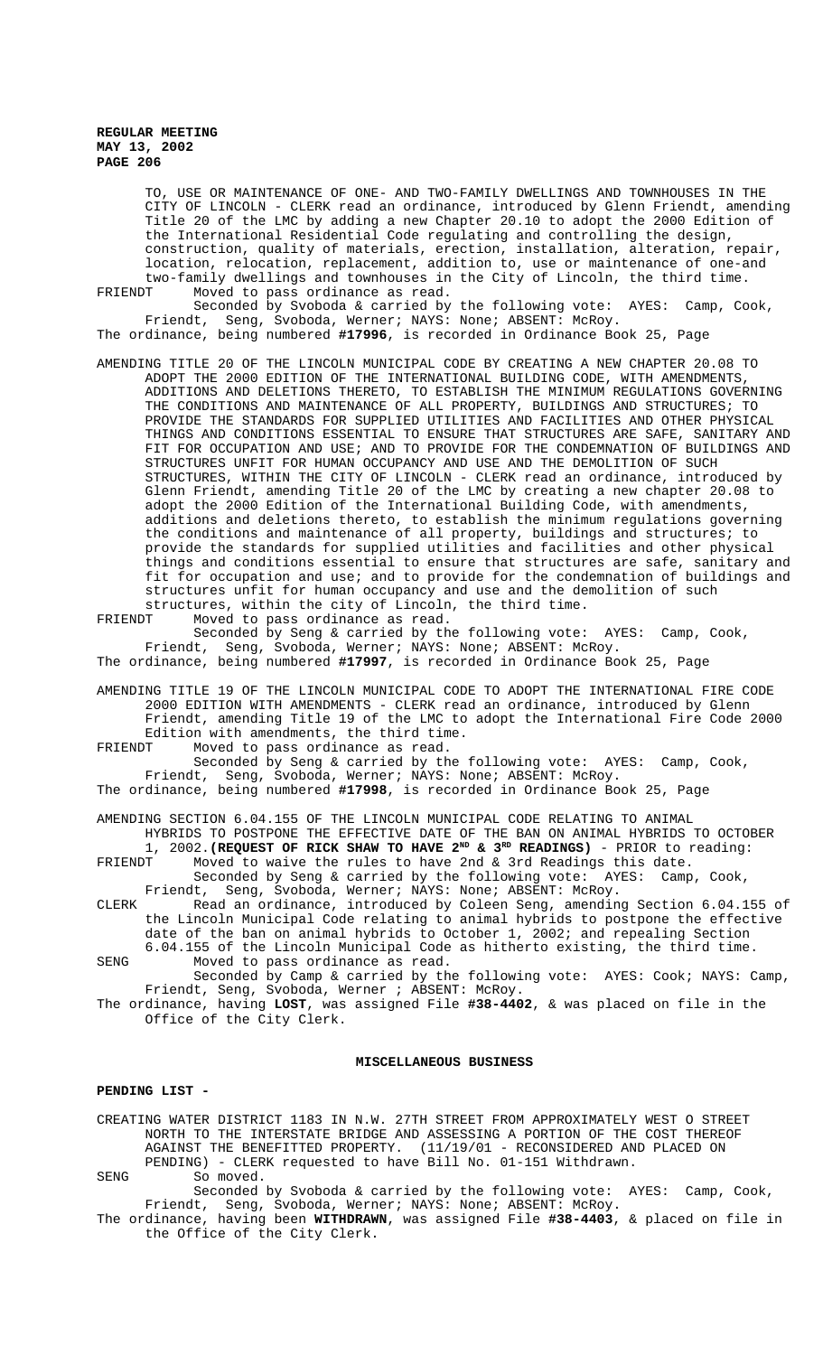TO, USE OR MAINTENANCE OF ONE- AND TWO-FAMILY DWELLINGS AND TOWNHOUSES IN THE CITY OF LINCOLN - CLERK read an ordinance, introduced by Glenn Friendt, amending Title 20 of the LMC by adding a new Chapter 20.10 to adopt the 2000 Edition of the International Residential Code regulating and controlling the design, construction, quality of materials, erection, installation, alteration, repair, location, relocation, replacement, addition to, use or maintenance of one-and two-family dwellings and townhouses in the City of Lincoln, the third time.

FRIENDT Moved to pass ordinance as read.

Seconded by Svoboda & carried by the following vote: AYES: Camp, Cook, Friendt, Seng, Svoboda, Werner; NAYS: None; ABSENT: McRoy.

The ordinance, being numbered **#17996**, is recorded in Ordinance Book 25, Page

AMENDING TITLE 20 OF THE LINCOLN MUNICIPAL CODE BY CREATING A NEW CHAPTER 20.08 TO ADOPT THE 2000 EDITION OF THE INTERNATIONAL BUILDING CODE, WITH AMENDMENTS, ADDITIONS AND DELETIONS THERETO, TO ESTABLISH THE MINIMUM REGULATIONS GOVERNING THE CONDITIONS AND MAINTENANCE OF ALL PROPERTY, BUILDINGS AND STRUCTURES; TO PROVIDE THE STANDARDS FOR SUPPLIED UTILITIES AND FACILITIES AND OTHER PHYSICAL THINGS AND CONDITIONS ESSENTIAL TO ENSURE THAT STRUCTURES ARE SAFE, SANITARY AND FIT FOR OCCUPATION AND USE; AND TO PROVIDE FOR THE CONDEMNATION OF BUILDINGS AND STRUCTURES UNFIT FOR HUMAN OCCUPANCY AND USE AND THE DEMOLITION OF SUCH STRUCTURES, WITHIN THE CITY OF LINCOLN - CLERK read an ordinance, introduced by Glenn Friendt, amending Title 20 of the LMC by creating a new chapter 20.08 to adopt the 2000 Edition of the International Building Code, with amendments, additions and deletions thereto, to establish the minimum regulations governing the conditions and maintenance of all property, buildings and structures; to provide the standards for supplied utilities and facilities and other physical things and conditions essential to ensure that structures are safe, sanitary and fit for occupation and use; and to provide for the condemnation of buildings and structures unfit for human occupancy and use and the demolition of such structures, within the city of Lincoln, the third time.

FRIENDT Moved to pass ordinance as read.

Seconded by Seng & carried by the following vote: AYES: Camp, Cook, Friendt, Seng, Svoboda, Werner; NAYS: None; ABSENT: McRoy.

The ordinance, being numbered **#17997**, is recorded in Ordinance Book 25, Page

AMENDING TITLE 19 OF THE LINCOLN MUNICIPAL CODE TO ADOPT THE INTERNATIONAL FIRE CODE 2000 EDITION WITH AMENDMENTS - CLERK read an ordinance, introduced by Glenn Friendt, amending Title 19 of the LMC to adopt the International Fire Code 2000 Edition with amendments, the third time.

FRIENDT Moved to pass ordinance as read.

Seconded by Seng & carried by the following vote: AYES: Camp, Cook, Friendt, Seng, Svoboda, Werner; NAYS: None; ABSENT: McRoy.

The ordinance, being numbered **#17998**, is recorded in Ordinance Book 25, Page

AMENDING SECTION 6.04.155 OF THE LINCOLN MUNICIPAL CODE RELATING TO ANIMAL HYBRIDS TO POSTPONE THE EFFECTIVE DATE OF THE BAN ON ANIMAL HYBRIDS TO OCTOBER 1, 2002.**(REQUEST OF RICK SHAW TO HAVE 2ND & 3RD READINGS)** - PRIOR to reading:

FRIENDT Moved to waive the rules to have 2nd & 3rd Readings this date.

Seconded by Seng & carried by the following vote: AYES: Camp, Cook, Friendt, Seng, Svoboda, Werner; NAYS: None; ABSENT: McRoy.

CLERK Read an ordinance, introduced by Coleen Seng, amending Section 6.04.155 of the Lincoln Municipal Code relating to animal hybrids to postpone the effective date of the ban on animal hybrids to October 1, 2002; and repealing Section 6.04.155 of the Lincoln Municipal Code as hitherto existing, the third time.

SENG Moved to pass ordinance as read.

Seconded by Camp & carried by the following vote: AYES: Cook; NAYS: Camp, Friendt, Seng, Svoboda, Werner ; ABSENT: McRoy.

The ordinance, having **LOST**, was assigned File **#38-4402**, & was placed on file in the Office of the City Clerk.

## MISCELLANEOUS BUSINESS

**PENDING LIST -**

CREATING WATER DISTRICT 1183 IN N.W. 27TH STREET FROM APPROXIMATELY WEST O STREET NORTH TO THE INTERSTATE BRIDGE AND ASSESSING A PORTION OF THE COST THEREOF AGAINST THE BENEFITTED PROPERTY. (11/19/01 - RECONSIDERED AND PLACED ON PENDING) - CLERK requested to have Bill No. 01-151 Withdrawn.

SENG So moved.

Seconded by Svoboda & carried by the following vote: AYES: Camp, Cook, Friendt, Seng, Svoboda, Werner; NAYS: None; ABSENT: McRoy.

The ordinance, having been **WITHDRAWN**, was assigned File **#38-4403**, & placed on file in the Office of the City Clerk.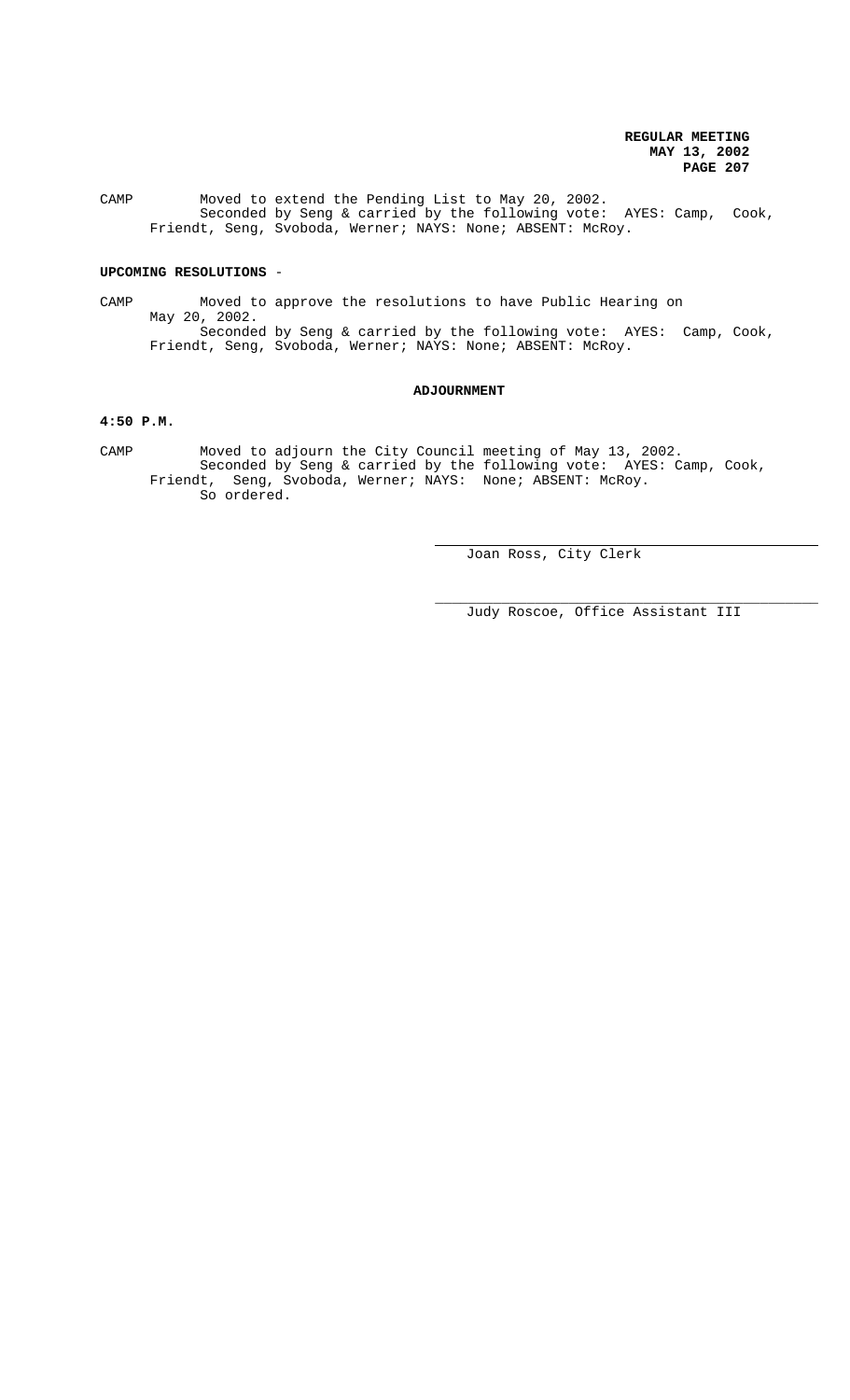CAMP Moved to extend the Pending List to May 20, 2002.
Seconded by Seng & carried by the following vote: AYES: Camp, Cook, Friendt, Seng, Svoboda, Werner; NAYS: None; ABSENT: McRoy.

**UPCOMING RESOLUTIONS** -

CAMP Moved to approve the resolutions to have Public Hearing on May 20, 2002.
Seconded by Seng & carried by the following vote: AYES: Camp, Cook, Friendt, Seng, Svoboda, Werner; NAYS: None; ABSENT: McRoy.

**ADJOURNMENT**

**4:50 P.M.**

CAMP Moved to adjourn the City Council meeting of May 13, 2002.
Seconded by Seng & carried by the following vote: AYES: Camp, Cook, Friendt, Seng, Svoboda, Werner; NAYS: None; ABSENT: McRoy.
So ordered.

Joan Ross, City Clerk

Judy Roscoe, Office Assistant III